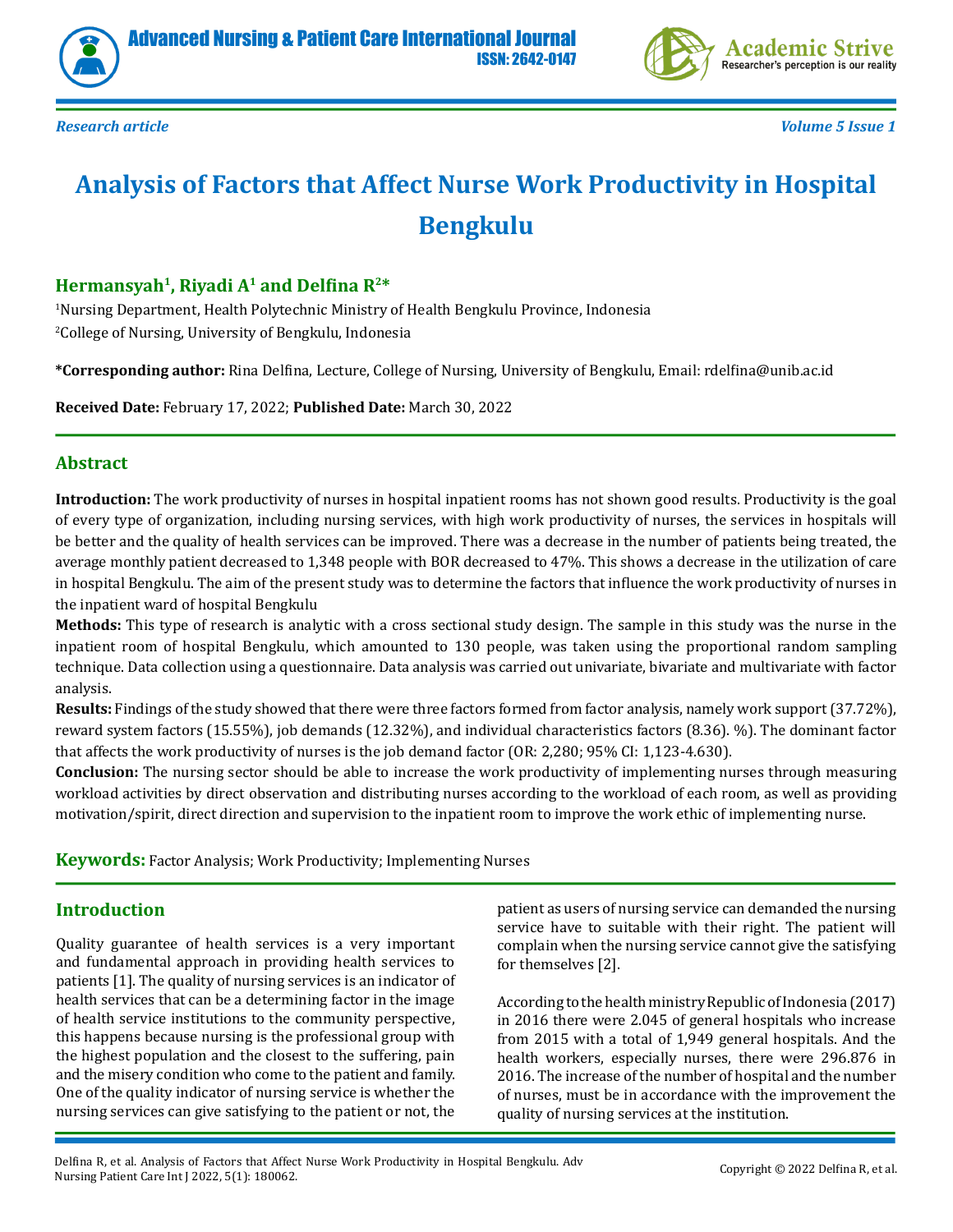*Research article*

# Analysis of Factors that Affect Nurse Work Productivity in Hospital Bengkulu

**Hermansyah[1], Riyadi A[1] and Delfina R[2]***

[1]Nursing Department, Health Polytechnic Ministry of Health Bengkulu Province, Indonesia

[2]College of Nursing, University of Bengkulu, Indonesia

***Corresponding author:** Rina Delfina, Lecture, College of Nursing, University of Bengkulu, Email: rdelfina@unib.ac.id

**Received Date:** February 17, 2022; **Published Date:** March 30, 2022

## Abstract

**Introduction:** The work productivity of nurses in hospital inpatient rooms has not shown good results. Productivity is the goal of every type of organization, including nursing services, with high work productivity of nurses, the services in hospitals will be better and the quality of health services can be improved. There was a decrease in the number of patients being treated, the average monthly patient decreased to 1,348 people with BOR decreased to 47%. This shows a decrease in the utilization of care in hospital Bengkulu. The aim of the present study was to determine the factors that influence the work productivity of nurses in the inpatient ward of hospital Bengkulu

**Methods:** This type of research is analytic with a cross sectional study design. The sample in this study was the nurse in the inpatient room of hospital Bengkulu, which amounted to 130 people, was taken using the proportional random sampling technique. Data collection using a questionnaire. Data analysis was carried out univariate, bivariate and multivariate with factor analysis.

**Results:** Findings of the study showed that there were three factors formed from factor analysis, namely work support (37.72%), reward system factors (15.55%), job demands (12.32%), and individual characteristics factors (8.36). %). The dominant factor that affects the work productivity of nurses is the job demand factor (OR: 2,280; 95% CI: 1,123-4.630).

**Conclusion:** The nursing sector should be able to increase the work productivity of implementing nurses through measuring workload activities by direct observation and distributing nurses according to the workload of each room, as well as providing motivation/spirit, direct direction and supervision to the inpatient room to improve the work ethic of implementing nurse.

**Keywords:** Factor Analysis; Work Productivity; Implementing Nurses

## Introduction

Quality guarantee of health services is a very important and fundamental approach in providing health services to patients [1]. The quality of nursing services is an indicator of health services that can be a determining factor in the image of health service institutions to the community perspective, this happens because nursing is the professional group with the highest population and the closest to the suffering, pain and the misery condition who come to the patient and family. One of the quality indicator of nursing service is whether the nursing services can give satisfying to the patient or not, the patient as users of nursing service can demanded the nursing service have to suitable with their right. The patient will complain when the nursing service cannot give the satisfying for themselves [2].

According to the health ministry Republic of Indonesia (2017) in 2016 there were 2.045 of general hospitals who increase from 2015 with a total of 1,949 general hospitals. And the health workers, especially nurses, there were 296.876 in 2016. The increase of the number of hospital and the number of nurses, must be in accordance with the improvement the quality of nursing services at the institution.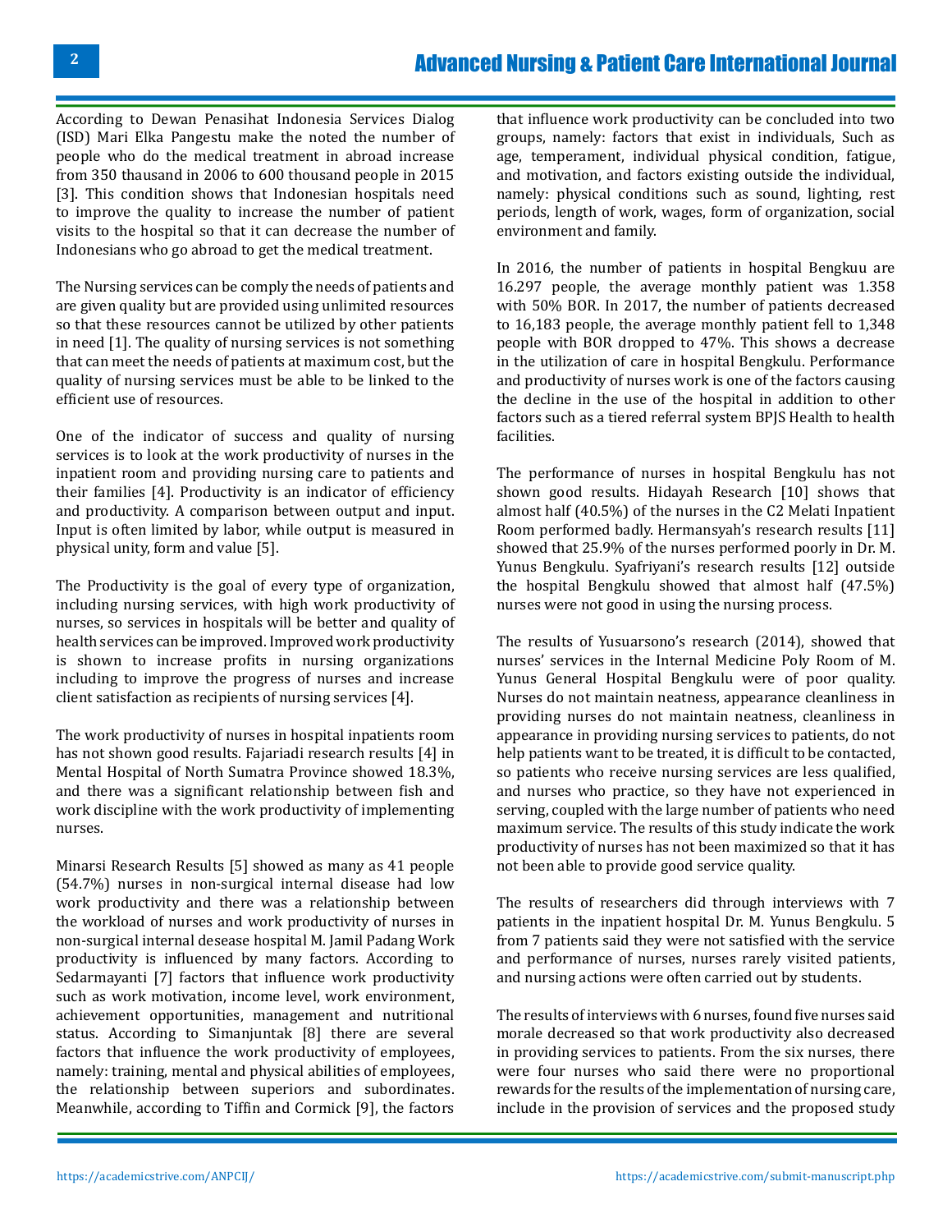According to Dewan Penasihat Indonesia Services Dialog (ISD) Mari Elka Pangestu make the noted the number of people who do the medical treatment in abroad increase from 350 thausand in 2006 to 600 thousand people in 2015 [3]. This condition shows that Indonesian hospitals need to improve the quality to increase the number of patient visits to the hospital so that it can decrease the number of Indonesians who go abroad to get the medical treatment.

The Nursing services can be comply the needs of patients and are given quality but are provided using unlimited resources so that these resources cannot be utilized by other patients in need [1]. The quality of nursing services is not something that can meet the needs of patients at maximum cost, but the quality of nursing services must be able to be linked to the efficient use of resources.

One of the indicator of success and quality of nursing services is to look at the work productivity of nurses in the inpatient room and providing nursing care to patients and their families [4]. Productivity is an indicator of efficiency and productivity. A comparison between output and input. Input is often limited by labor, while output is measured in physical unity, form and value [5].

The Productivity is the goal of every type of organization, including nursing services, with high work productivity of nurses, so services in hospitals will be better and quality of health services can be improved. Improved work productivity is shown to increase profits in nursing organizations including to improve the progress of nurses and increase client satisfaction as recipients of nursing services [4].

The work productivity of nurses in hospital inpatients room has not shown good results. Fajariadi research results [4] in Mental Hospital of North Sumatra Province showed 18.3%, and there was a significant relationship between fish and work discipline with the work productivity of implementing nurses.

Minarsi Research Results [5] showed as many as 41 people (54.7%) nurses in non-surgical internal disease had low work productivity and there was a relationship between the workload of nurses and work productivity of nurses in non-surgical internal desease hospital M. Jamil Padang Work productivity is influenced by many factors. According to Sedarmayanti [7] factors that influence work productivity such as work motivation, income level, work environment, achievement opportunities, management and nutritional status. According to Simanjuntak [8] there are several factors that influence the work productivity of employees, namely: training, mental and physical abilities of employees, the relationship between superiors and subordinates. Meanwhile, according to Tiffin and Cormick [9], the factors that influence work productivity can be concluded into two groups, namely: factors that exist in individuals, Such as age, temperament, individual physical condition, fatigue, and motivation, and factors existing outside the individual, namely: physical conditions such as sound, lighting, rest periods, length of work, wages, form of organization, social environment and family.

In 2016, the number of patients in hospital Bengkuu are 16.297 people, the average monthly patient was 1.358 with 50% BOR. In 2017, the number of patients decreased to 16,183 people, the average monthly patient fell to 1,348 people with BOR dropped to 47%. This shows a decrease in the utilization of care in hospital Bengkulu. Performance and productivity of nurses work is one of the factors causing the decline in the use of the hospital in addition to other factors such as a tiered referral system BPJS Health to health facilities.

The performance of nurses in hospital Bengkulu has not shown good results. Hidayah Research [10] shows that almost half (40.5%) of the nurses in the C2 Melati Inpatient Room performed badly. Hermansyah's research results [11] showed that 25.9% of the nurses performed poorly in Dr. M. Yunus Bengkulu. Syafriyani's research results [12] outside the hospital Bengkulu showed that almost half (47.5%) nurses were not good in using the nursing process.

The results of Yusuarsono's research (2014), showed that nurses' services in the Internal Medicine Poly Room of M. Yunus General Hospital Bengkulu were of poor quality. Nurses do not maintain neatness, appearance cleanliness in providing nurses do not maintain neatness, cleanliness in appearance in providing nursing services to patients, do not help patients want to be treated, it is difficult to be contacted, so patients who receive nursing services are less qualified, and nurses who practice, so they have not experienced in serving, coupled with the large number of patients who need maximum service. The results of this study indicate the work productivity of nurses has not been maximized so that it has not been able to provide good service quality.

The results of researchers did through interviews with 7 patients in the inpatient hospital Dr. M. Yunus Bengkulu. 5 from 7 patients said they were not satisfied with the service and performance of nurses, nurses rarely visited patients, and nursing actions were often carried out by students.

The results of interviews with 6 nurses, found five nurses said morale decreased so that work productivity also decreased in providing services to patients. From the six nurses, there were four nurses who said there were no proportional rewards for the results of the implementation of nursing care, include in the provision of services and the proposed study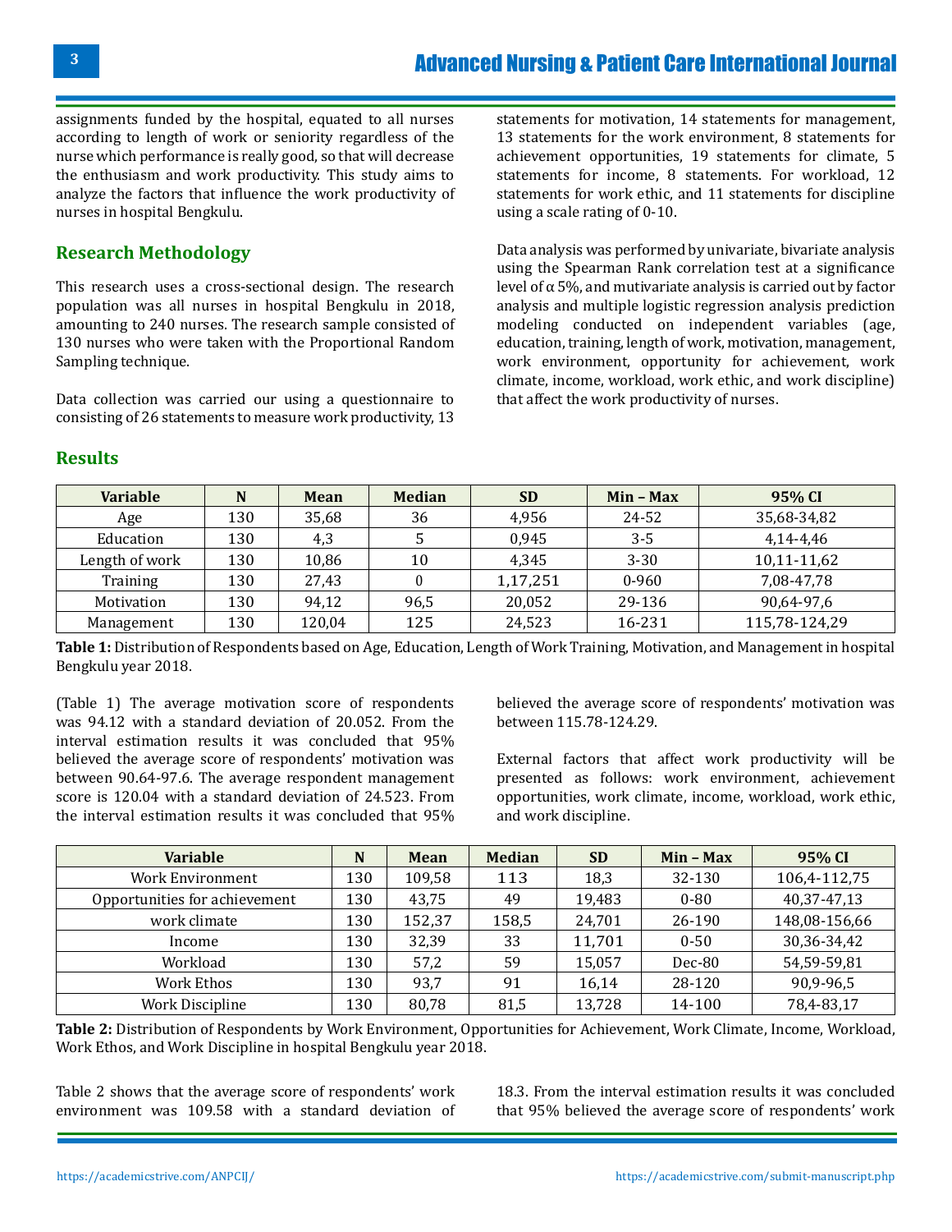assignments funded by the hospital, equated to all nurses according to length of work or seniority regardless of the nurse which performance is really good, so that will decrease the enthusiasm and work productivity. This study aims to analyze the factors that influence the work productivity of nurses in hospital Bengkulu.

## Research Methodology

This research uses a cross-sectional design. The research population was all nurses in hospital Bengkulu in 2018, amounting to 240 nurses. The research sample consisted of 130 nurses who were taken with the Proportional Random Sampling technique.

Data collection was carried our using a questionnaire to consisting of 26 statements to measure work productivity, 13 statements for motivation, 14 statements for management, 13 statements for the work environment, 8 statements for achievement opportunities, 19 statements for climate, 5 statements for income, 8 statements. For workload, 12 statements for work ethic, and 11 statements for discipline using a scale rating of 0-10.

Data analysis was performed by univariate, bivariate analysis using the Spearman Rank correlation test at a significance level of α 5%, and mutivariate analysis is carried out by factor analysis and multiple logistic regression analysis prediction modeling conducted on independent variables (age, education, training, length of work, motivation, management, work environment, opportunity for achievement, work climate, income, workload, work ethic, and work discipline) that affect the work productivity of nurses.

## Results

| Variable | N | Mean | Median | SD | Min – Max | 95% CI |
|---|---|---|---|---|---|---|
| Age | 130 | 35,68 | 36 | 4,956 | 24-52 | 35,68-34,82 |
| Education | 130 | 4,3 | 5 | 0,945 | 3-5 | 4,14-4,46 |
| Length of work | 130 | 10,86 | 10 | 4,345 | 3-30 | 10,11-11,62 |
| Training | 130 | 27,43 | 0 | 1,17,251 | 0-960 | 7,08-47,78 |
| Motivation | 130 | 94,12 | 96,5 | 20,052 | 29-136 | 90,64-97,6 |
| Management | 130 | 120,04 | 125 | 24,523 | 16-231 | 115,78-124,29 |

**Table 1:** Distribution of Respondents based on Age, Education, Length of Work Training, Motivation, and Management in hospital Bengkulu year 2018.

(Table 1) The average motivation score of respondents was 94.12 with a standard deviation of 20.052. From the interval estimation results it was concluded that 95% believed the average score of respondents' motivation was between 90.64-97.6. The average respondent management score is 120.04 with a standard deviation of 24.523. From the interval estimation results it was concluded that 95% believed the average score of respondents' motivation was between 115.78-124.29.

External factors that affect work productivity will be presented as follows: work environment, achievement opportunities, work climate, income, workload, work ethic, and work discipline.

| Variable | N | Mean | Median | SD | Min – Max | 95% CI |
|---|---|---|---|---|---|---|
| Work Environment | 130 | 109,58 | 113 | 18,3 | 32-130 | 106,4-112,75 |
| Opportunities for achievement | 130 | 43,75 | 49 | 19,483 | 0-80 | 40,37-47,13 |
| work climate | 130 | 152,37 | 158,5 | 24,701 | 26-190 | 148,08-156,66 |
| Income | 130 | 32,39 | 33 | 11,701 | 0-50 | 30,36-34,42 |
| Workload | 130 | 57,2 | 59 | 15,057 | Dec-80 | 54,59-59,81 |
| Work Ethos | 130 | 93,7 | 91 | 16,14 | 28-120 | 90,9-96,5 |
| Work Discipline | 130 | 80,78 | 81,5 | 13,728 | 14-100 | 78,4-83,17 |

**Table 2:** Distribution of Respondents by Work Environment, Opportunities for Achievement, Work Climate, Income, Workload, Work Ethos, and Work Discipline in hospital Bengkulu year 2018.

Table 2 shows that the average score of respondents' work environment was 109.58 with a standard deviation of 18.3. From the interval estimation results it was concluded that 95% believed the average score of respondents' work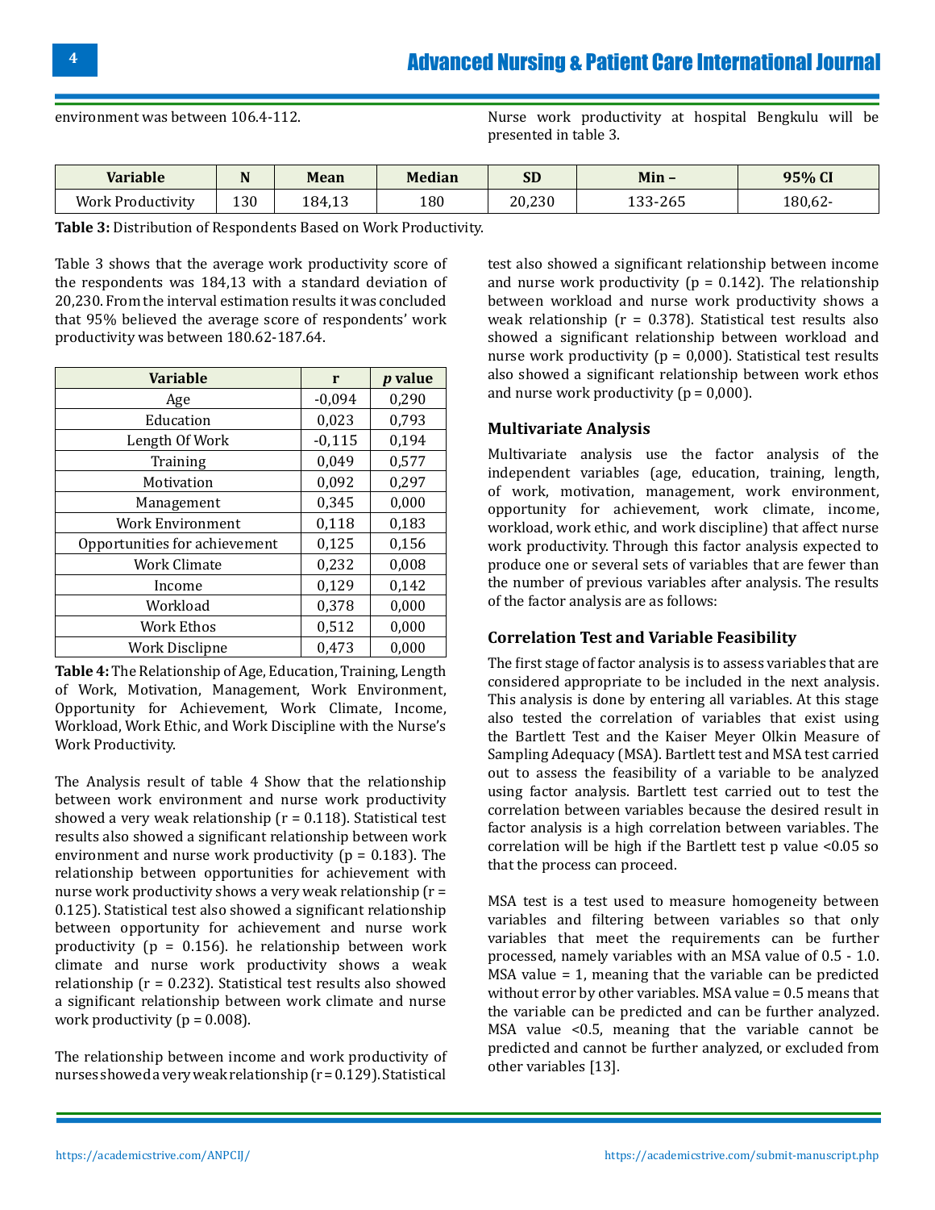environment was between 106.4-112.

Nurse work productivity at hospital Bengkulu will be presented in table 3.

| Variable | N | Mean | Median | SD | Min – | 95% CI |
|---|---|---|---|---|---|---|
| Work Productivity | 130 | 184,13 | 180 | 20,230 | 133-265 | 180,62- |

**Table 3:** Distribution of Respondents Based on Work Productivity.

Table 3 shows that the average work productivity score of the respondents was 184,13 with a standard deviation of 20,230. From the interval estimation results it was concluded that 95% believed the average score of respondents' work productivity was between 180.62-187.64.

| Variable | r | *p* value |
|---|---|---|
| Age | -0,094 | 0,290 |
| Education | 0,023 | 0,793 |
| Length Of Work | -0,115 | 0,194 |
| Training | 0,049 | 0,577 |
| Motivation | 0,092 | 0,297 |
| Management | 0,345 | 0,000 |
| Work Environment | 0,118 | 0,183 |
| Opportunities for achievement | 0,125 | 0,156 |
| Work Climate | 0,232 | 0,008 |
| Income | 0,129 | 0,142 |
| Workload | 0,378 | 0,000 |
| Work Ethos | 0,512 | 0,000 |
| Work Disclipne | 0,473 | 0,000 |

**Table 4:** The Relationship of Age, Education, Training, Length of Work, Motivation, Management, Work Environment, Opportunity for Achievement, Work Climate, Income, Workload, Work Ethic, and Work Discipline with the Nurse's Work Productivity.

The Analysis result of table 4 Show that the relationship between work environment and nurse work productivity showed a very weak relationship (r = 0.118). Statistical test results also showed a significant relationship between work environment and nurse work productivity (p = 0.183). The relationship between opportunities for achievement with nurse work productivity shows a very weak relationship (r = 0.125). Statistical test also showed a significant relationship between opportunity for achievement and nurse work productivity (p = 0.156). he relationship between work climate and nurse work productivity shows a weak relationship (r = 0.232). Statistical test results also showed a significant relationship between work climate and nurse work productivity (p = 0.008).

The relationship between income and work productivity of nurses showed a very weak relationship (r = 0.129). Statistical test also showed a significant relationship between income and nurse work productivity (p = 0.142). The relationship between workload and nurse work productivity shows a weak relationship (r = 0.378). Statistical test results also showed a significant relationship between workload and nurse work productivity (p = 0,000). Statistical test results also showed a significant relationship between work ethos and nurse work productivity (p = 0,000).

## Multivariate Analysis

Multivariate analysis use the factor analysis of the independent variables (age, education, training, length, of work, motivation, management, work environment, opportunity for achievement, work climate, income, workload, work ethic, and work discipline) that affect nurse work productivity. Through this factor analysis expected to produce one or several sets of variables that are fewer than the number of previous variables after analysis. The results of the factor analysis are as follows:

## Correlation Test and Variable Feasibility

The first stage of factor analysis is to assess variables that are considered appropriate to be included in the next analysis. This analysis is done by entering all variables. At this stage also tested the correlation of variables that exist using the Bartlett Test and the Kaiser Meyer Olkin Measure of Sampling Adequacy (MSA). Bartlett test and MSA test carried out to assess the feasibility of a variable to be analyzed using factor analysis. Bartlett test carried out to test the correlation between variables because the desired result in factor analysis is a high correlation between variables. The correlation will be high if the Bartlett test p value <0.05 so that the process can proceed.

MSA test is a test used to measure homogeneity between variables and filtering between variables so that only variables that meet the requirements can be further processed, namely variables with an MSA value of 0.5 - 1.0. MSA value = 1, meaning that the variable can be predicted without error by other variables. MSA value = 0.5 means that the variable can be predicted and can be further analyzed. MSA value <0.5, meaning that the variable cannot be predicted and cannot be further analyzed, or excluded from other variables [13].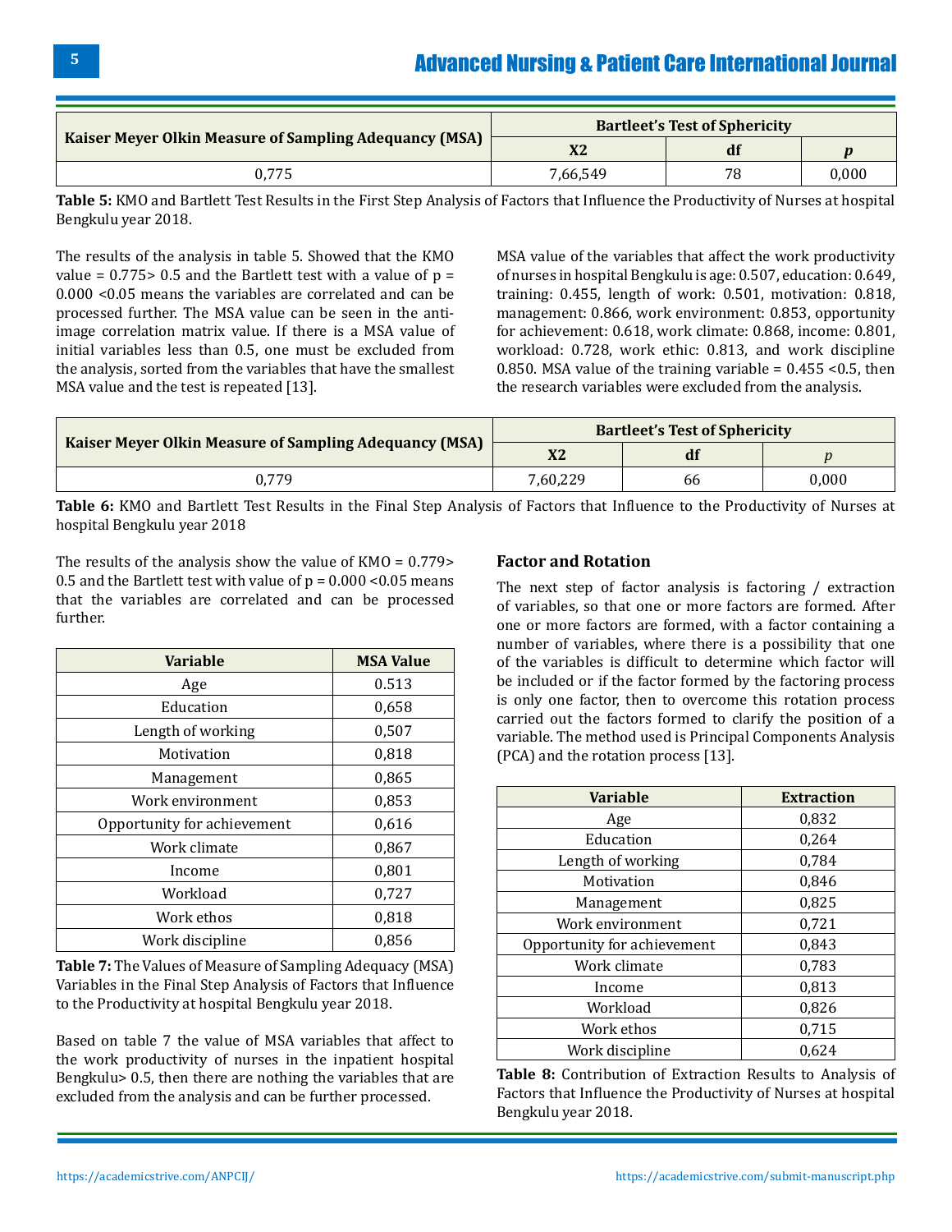| Kaiser Meyer Olkin Measure of Sampling Adequancy (MSA) | Bartleet's Test of Sphericity | | |
|---|---|---|---|
| | X2 | df | *p* |
| 0,775 | 7,66,549 | 78 | 0,000 |

**Table 5:** KMO and Bartlett Test Results in the First Step Analysis of Factors that Influence the Productivity of Nurses at hospital Bengkulu year 2018.

The results of the analysis in table 5. Showed that the KMO value = 0.775> 0.5 and the Bartlett test with a value of p = 0.000 <0.05 means the variables are correlated and can be processed further. The MSA value can be seen in the anti-image correlation matrix value. If there is a MSA value of initial variables less than 0.5, one must be excluded from the analysis, sorted from the variables that have the smallest MSA value and the test is repeated [13].

MSA value of the variables that affect the work productivity of nurses in hospital Bengkulu is age: 0.507, education: 0.649, training: 0.455, length of work: 0.501, motivation: 0.818, management: 0.866, work environment: 0.853, opportunity for achievement: 0.618, work climate: 0.868, income: 0.801, workload: 0.728, work ethic: 0.813, and work discipline 0.850. MSA value of the training variable = 0.455 <0.5, then the research variables were excluded from the analysis.

| Kaiser Meyer Olkin Measure of Sampling Adequancy (MSA) | Bartleet's Test of Sphericity | | |
|---|---|---|---|
| | X2 | df | *p* |
| 0,779 | 7,60,229 | 66 | 0,000 |

**Table 6:** KMO and Bartlett Test Results in the Final Step Analysis of Factors that Influence to the Productivity of Nurses at hospital Bengkulu year 2018

The results of the analysis show the value of KMO = 0.779> 0.5 and the Bartlett test with value of p = 0.000 <0.05 means that the variables are correlated and can be processed further.

| Variable | MSA Value |
|---|---|
| Age | 0.513 |
| Education | 0,658 |
| Length of working | 0,507 |
| Motivation | 0,818 |
| Management | 0,865 |
| Work environment | 0,853 |
| Opportunity for achievement | 0,616 |
| Work climate | 0,867 |
| Income | 0,801 |
| Workload | 0,727 |
| Work ethos | 0,818 |
| Work discipline | 0,856 |

**Table 7:** The Values of Measure of Sampling Adequacy (MSA) Variables in the Final Step Analysis of Factors that Influence to the Productivity at hospital Bengkulu year 2018.

Based on table 7 the value of MSA variables that affect to the work productivity of nurses in the inpatient hospital Bengkulu> 0.5, then there are nothing the variables that are excluded from the analysis and can be further processed.

### Factor and Rotation

The next step of factor analysis is factoring / extraction of variables, so that one or more factors are formed. After one or more factors are formed, with a factor containing a number of variables, where there is a possibility that one of the variables is difficult to determine which factor will be included or if the factor formed by the factoring process is only one factor, then to overcome this rotation process carried out the factors formed to clarify the position of a variable. The method used is Principal Components Analysis (PCA) and the rotation process [13].

| Variable | Extraction |
|---|---|
| Age | 0,832 |
| Education | 0,264 |
| Length of working | 0,784 |
| Motivation | 0,846 |
| Management | 0,825 |
| Work environment | 0,721 |
| Opportunity for achievement | 0,843 |
| Work climate | 0,783 |
| Income | 0,813 |
| Workload | 0,826 |
| Work ethos | 0,715 |
| Work discipline | 0,624 |

**Table 8:** Contribution of Extraction Results to Analysis of Factors that Influence the Productivity of Nurses at hospital Bengkulu year 2018.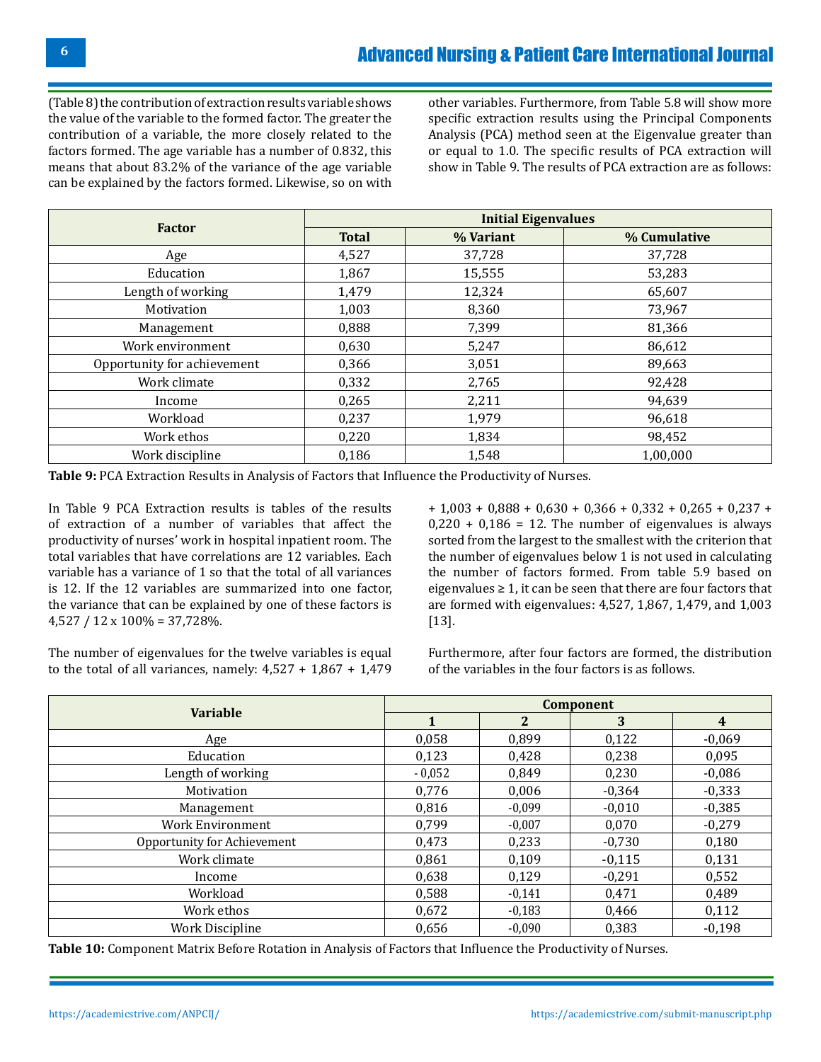(Table 8) the contribution of extraction results variable shows the value of the variable to the formed factor. The greater the contribution of a variable, the more closely related to the factors formed. The age variable has a number of 0.832, this means that about 83.2% of the variance of the age variable can be explained by the factors formed. Likewise, so on with other variables. Furthermore, from Table 5.8 will show more specific extraction results using the Principal Components Analysis (PCA) method seen at the Eigenvalue greater than or equal to 1.0. The specific results of PCA extraction will show in Table 9. The results of PCA extraction are as follows:

| Factor | Initial Eigenvalues | | |
|---|---|---|---|
| | Total | % Variant | % Cumulative |
| Age | 4,527 | 37,728 | 37,728 |
| Education | 1,867 | 15,555 | 53,283 |
| Length of working | 1,479 | 12,324 | 65,607 |
| Motivation | 1,003 | 8,360 | 73,967 |
| Management | 0,888 | 7,399 | 81,366 |
| Work environment | 0,630 | 5,247 | 86,612 |
| Opportunity for achievement | 0,366 | 3,051 | 89,663 |
| Work climate | 0,332 | 2,765 | 92,428 |
| Income | 0,265 | 2,211 | 94,639 |
| Workload | 0,237 | 1,979 | 96,618 |
| Work ethos | 0,220 | 1,834 | 98,452 |
| Work discipline | 0,186 | 1,548 | 1,00,000 |

**Table 9:** PCA Extraction Results in Analysis of Factors that Influence the Productivity of Nurses.

In Table 9 PCA Extraction results is tables of the results of extraction of a number of variables that affect the productivity of nurses' work in hospital inpatient room. The total variables that have correlations are 12 variables. Each variable has a variance of 1 so that the total of all variances is 12. If the 12 variables are summarized into one factor, the variance that can be explained by one of these factors is 4,527 / 12 x 100% = 37,728%.

The number of eigenvalues for the twelve variables is equal to the total of all variances, namely: 4,527 + 1,867 + 1,479 + 1,003 + 0,888 + 0,630 + 0,366 + 0,332 + 0,265 + 0,237 + 0,220 + 0,186 = 12. The number of eigenvalues is always sorted from the largest to the smallest with the criterion that the number of eigenvalues below 1 is not used in calculating the number of factors formed. From table 5.9 based on eigenvalues ≥ 1, it can be seen that there are four factors that are formed with eigenvalues: 4,527, 1,867, 1,479, and 1,003 [13].

Furthermore, after four factors are formed, the distribution of the variables in the four factors is as follows.

| Variable | Component | | | |
|---|---|---|---|---|
| | 1 | 2 | 3 | 4 |
| Age | 0,058 | 0,899 | 0,122 | -0,069 |
| Education | 0,123 | 0,428 | 0,238 | 0,095 |
| Length of working | - 0,052 | 0,849 | 0,230 | -0,086 |
| Motivation | 0,776 | 0,006 | -0,364 | -0,333 |
| Management | 0,816 | -0,099 | -0,010 | -0,385 |
| Work Environment | 0,799 | -0,007 | 0,070 | -0,279 |
| Opportunity for Achievement | 0,473 | 0,233 | -0,730 | 0,180 |
| Work climate | 0,861 | 0,109 | -0,115 | 0,131 |
| Income | 0,638 | 0,129 | -0,291 | 0,552 |
| Workload | 0,588 | -0,141 | 0,471 | 0,489 |
| Work ethos | 0,672 | -0,183 | 0,466 | 0,112 |
| Work Discipline | 0,656 | -0,090 | 0,383 | -0,198 |

**Table 10:** Component Matrix Before Rotation in Analysis of Factors that Influence the Productivity of Nurses.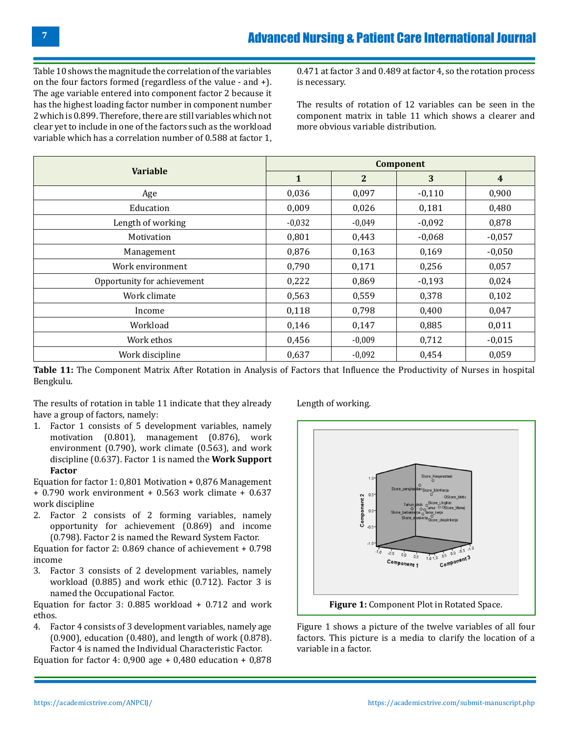Table 10 shows the magnitude the correlation of the variables on the four factors formed (regardless of the value - and +). The age variable entered into component factor 2 because it has the highest loading factor number in component number 2 which is 0.899. Therefore, there are still variables which not clear yet to include in one of the factors such as the workload variable which has a correlation number of 0.588 at factor 1, 0.471 at factor 3 and 0.489 at factor 4, so the rotation process is necessary.

The results of rotation of 12 variables can be seen in the component matrix in table 11 which shows a clearer and more obvious variable distribution.

| Variable | Component | | | |
|---|---|---|---|---|
| | 1 | 2 | 3 | 4 |
| Age | 0,036 | 0,097 | -0,110 | 0,900 |
| Education | 0,009 | 0,026 | 0,181 | 0,480 |
| Length of working | -0,032 | -0,049 | -0,092 | 0,878 |
| Motivation | 0,801 | 0,443 | -0,068 | -0,057 |
| Management | 0,876 | 0,163 | 0,169 | -0,050 |
| Work environment | 0,790 | 0,171 | 0,256 | 0,057 |
| Opportunity for achievement | 0,222 | 0,869 | -0,193 | 0,024 |
| Work climate | 0,563 | 0,559 | 0,378 | 0,102 |
| Income | 0,118 | 0,798 | 0,400 | 0,047 |
| Workload | 0,146 | 0,147 | 0,885 | 0,011 |
| Work ethos | 0,456 | -0,009 | 0,712 | -0,015 |
| Work discipline | 0,637 | -0,092 | 0,454 | 0,059 |

**Table 11:** The Component Matrix After Rotation in Analysis of Factors that Influence the Productivity of Nurses in hospital Bengkulu.

The results of rotation in table 11 indicate that they already have a group of factors, namely:

1. Factor 1 consists of 5 development variables, namely motivation (0.801), management (0.876), work environment (0.790), work climate (0.563), and work discipline (0.637). Factor 1 is named the **Work Support Factor**

Equation for factor 1: 0,801 Motivation + 0,876 Management + 0.790 work environment + 0.563 work climate + 0.637 work discipline

2. Factor 2 consists of 2 forming variables, namely opportunity for achievement (0.869) and income (0.798). Factor 2 is named the Reward System Factor.

Equation for factor 2: 0.869 chance of achievement + 0.798 income

3. Factor 3 consists of 2 development variables, namely workload (0.885) and work ethic (0.712). Factor 3 is named the Occupational Factor.

Equation for factor 3: 0.885 workload + 0.712 and work ethos.

4. Factor 4 consists of 3 development variables, namely age (0.900), education (0.480), and length of work (0.878). Factor 4 is named the Individual Characteristic Factor.

Equation for factor 4: 0,900 age + 0,480 education + 0,878 Length of working.

**Figure 1:** Component Plot in Rotated Space.

Figure 1 shows a picture of the twelve variables of all four factors. This picture is a media to clarify the location of a variable in a factor.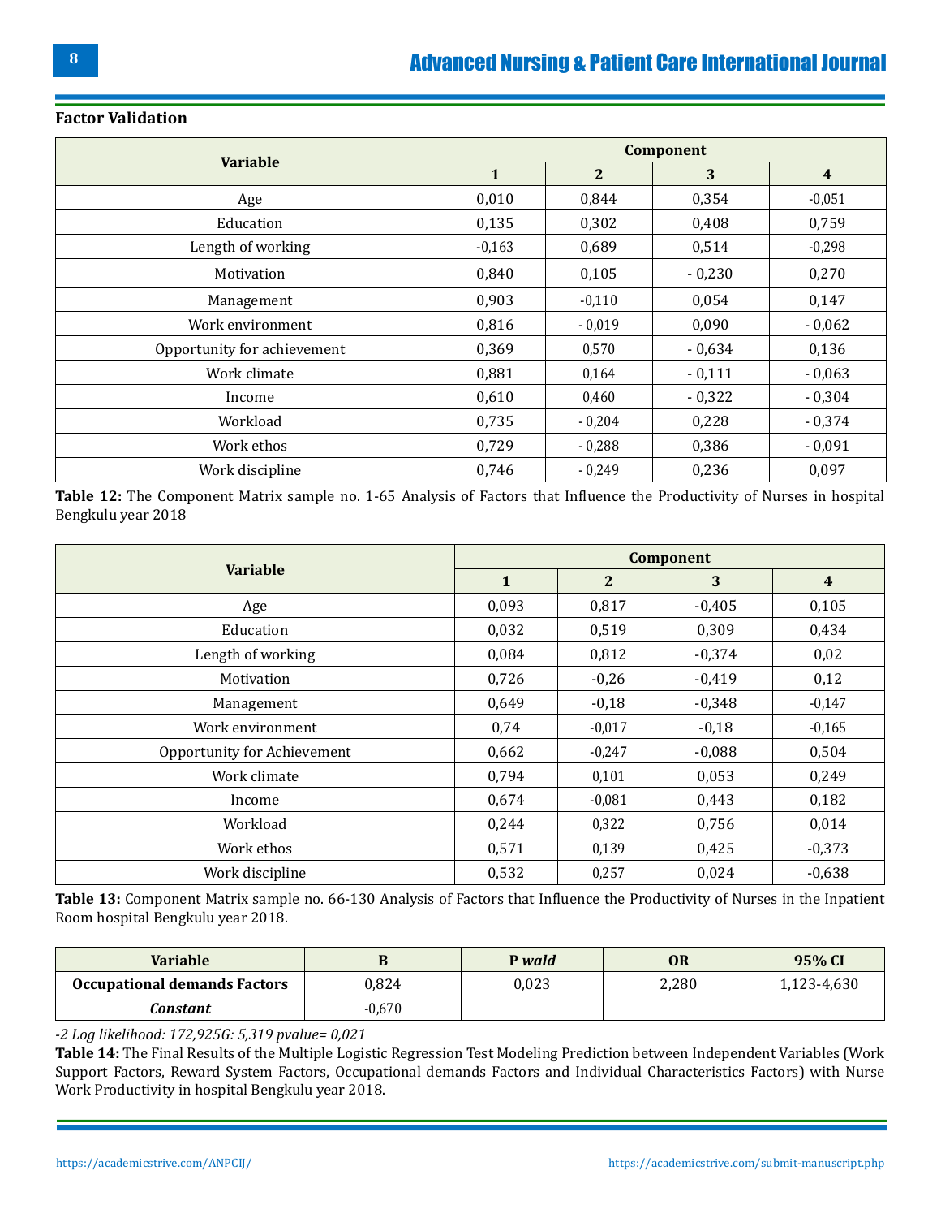### Factor Validation

| Variable | Component | | | |
|---|---|---|---|---|
| | 1 | 2 | 3 | 4 |
| Age | 0,010 | 0,844 | 0,354 | -0,051 |
| Education | 0,135 | 0,302 | 0,408 | 0,759 |
| Length of working | -0,163 | 0,689 | 0,514 | -0,298 |
| Motivation | 0,840 | 0,105 | - 0,230 | 0,270 |
| Management | 0,903 | -0,110 | 0,054 | 0,147 |
| Work environment | 0,816 | - 0,019 | 0,090 | - 0,062 |
| Opportunity for achievement | 0,369 | 0,570 | - 0,634 | 0,136 |
| Work climate | 0,881 | 0,164 | - 0,111 | - 0,063 |
| Income | 0,610 | 0,460 | - 0,322 | - 0,304 |
| Workload | 0,735 | - 0,204 | 0,228 | - 0,374 |
| Work ethos | 0,729 | - 0,288 | 0,386 | - 0,091 |
| Work discipline | 0,746 | - 0,249 | 0,236 | 0,097 |

**Table 12:** The Component Matrix sample no. 1-65 Analysis of Factors that Influence the Productivity of Nurses in hospital Bengkulu year 2018

| Variable | Component | | | |
|---|---|---|---|---|
| | 1 | 2 | 3 | 4 |
| Age | 0,093 | 0,817 | -0,405 | 0,105 |
| Education | 0,032 | 0,519 | 0,309 | 0,434 |
| Length of working | 0,084 | 0,812 | -0,374 | 0,02 |
| Motivation | 0,726 | -0,26 | -0,419 | 0,12 |
| Management | 0,649 | -0,18 | -0,348 | -0,147 |
| Work environment | 0,74 | -0,017 | -0,18 | -0,165 |
| Opportunity for Achievement | 0,662 | -0,247 | -0,088 | 0,504 |
| Work climate | 0,794 | 0,101 | 0,053 | 0,249 |
| Income | 0,674 | -0,081 | 0,443 | 0,182 |
| Workload | 0,244 | 0,322 | 0,756 | 0,014 |
| Work ethos | 0,571 | 0,139 | 0,425 | -0,373 |
| Work discipline | 0,532 | 0,257 | 0,024 | -0,638 |

**Table 13:** Component Matrix sample no. 66-130 Analysis of Factors that Influence the Productivity of Nurses in the Inpatient Room hospital Bengkulu year 2018.

| Variable | B | P *wald* | OR | 95% CI |
|---|---|---|---|---|
| **Occupational demands Factors** | 0,824 | 0,023 | 2,280 | 1,123-4,630 |
| ***Constant*** | -0,670 | | | |

*-2 Log likelihood: 172,925G: 5,319 pvalue= 0,021*

**Table 14:** The Final Results of the Multiple Logistic Regression Test Modeling Prediction between Independent Variables (Work Support Factors, Reward System Factors, Occupational demands Factors and Individual Characteristics Factors) with Nurse Work Productivity in hospital Bengkulu year 2018.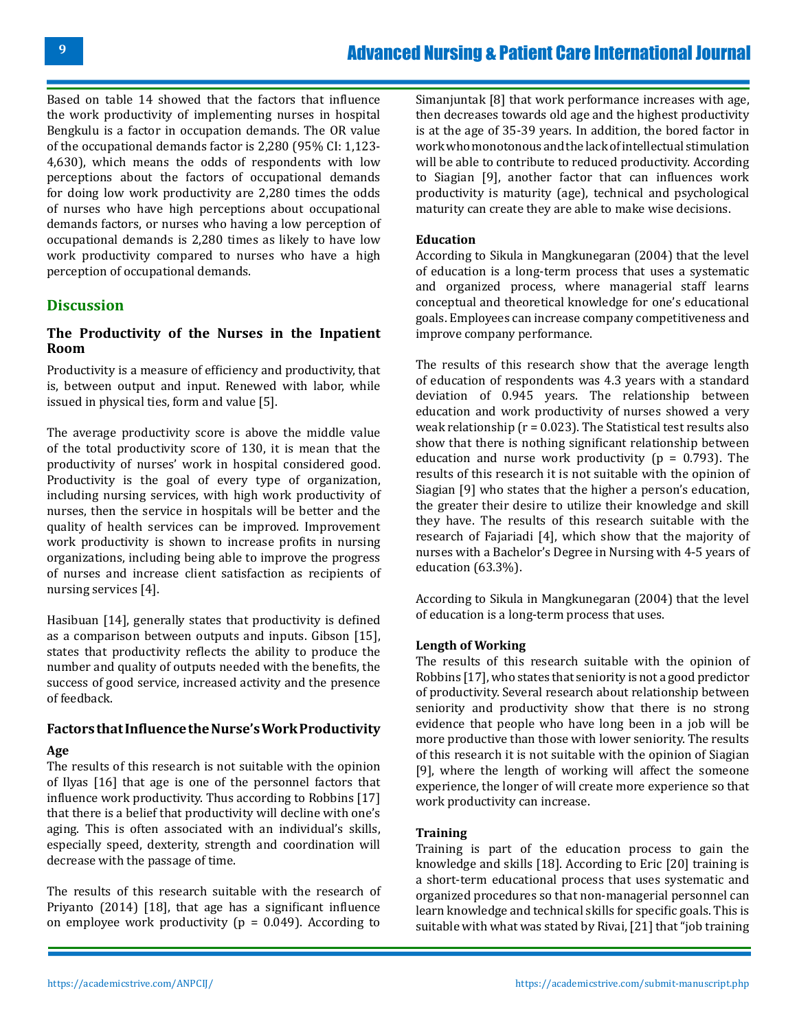Based on table 14 showed that the factors that influence the work productivity of implementing nurses in hospital Bengkulu is a factor in occupation demands. The OR value of the occupational demands factor is 2,280 (95% CI: 1,123-4,630), which means the odds of respondents with low perceptions about the factors of occupational demands for doing low work productivity are 2,280 times the odds of nurses who have high perceptions about occupational demands factors, or nurses who having a low perception of occupational demands is 2,280 times as likely to have low work productivity compared to nurses who have a high perception of occupational demands.

## Discussion

### The Productivity of the Nurses in the Inpatient Room

Productivity is a measure of efficiency and productivity, that is, between output and input. Renewed with labor, while issued in physical ties, form and value [5].

The average productivity score is above the middle value of the total productivity score of 130, it is mean that the productivity of nurses' work in hospital considered good. Productivity is the goal of every type of organization, including nursing services, with high work productivity of nurses, then the service in hospitals will be better and the quality of health services can be improved. Improvement work productivity is shown to increase profits in nursing organizations, including being able to improve the progress of nurses and increase client satisfaction as recipients of nursing services [4].

Hasibuan [14], generally states that productivity is defined as a comparison between outputs and inputs. Gibson [15], states that productivity reflects the ability to produce the number and quality of outputs needed with the benefits, the success of good service, increased activity and the presence of feedback.

### Factors that Influence the Nurse's Work Productivity

#### Age

The results of this research is not suitable with the opinion of Ilyas [16] that age is one of the personnel factors that influence work productivity. Thus according to Robbins [17] that there is a belief that productivity will decline with one's aging. This is often associated with an individual's skills, especially speed, dexterity, strength and coordination will decrease with the passage of time.

The results of this research suitable with the research of Priyanto (2014) [18], that age has a significant influence on employee work productivity ($p = 0.049$). According to Simanjuntak [8] that work performance increases with age, then decreases towards old age and the highest productivity is at the age of 35-39 years. In addition, the bored factor in work who monotonous and the lack of intellectual stimulation will be able to contribute to reduced productivity. According to Siagian [9], another factor that can influences work productivity is maturity (age), technical and psychological maturity can create they are able to make wise decisions.

#### Education

According to Sikula in Mangkunegaran (2004) that the level of education is a long-term process that uses a systematic and organized process, where managerial staff learns conceptual and theoretical knowledge for one's educational goals. Employees can increase company competitiveness and improve company performance.

The results of this research show that the average length of education of respondents was 4.3 years with a standard deviation of 0.945 years. The relationship between education and work productivity of nurses showed a very weak relationship ($r = 0.023$). The Statistical test results also show that there is nothing significant relationship between education and nurse work productivity ($p = 0.793$). The results of this research it is not suitable with the opinion of Siagian [9] who states that the higher a person's education, the greater their desire to utilize their knowledge and skill they have. The results of this research suitable with the research of Fajariadi [4], which show that the majority of nurses with a Bachelor's Degree in Nursing with 4-5 years of education (63.3%).

According to Sikula in Mangkunegaran (2004) that the level of education is a long-term process that uses.

#### Length of Working

The results of this research suitable with the opinion of Robbins [17], who states that seniority is not a good predictor of productivity. Several research about relationship between seniority and productivity show that there is no strong evidence that people who have long been in a job will be more productive than those with lower seniority. The results of this research it is not suitable with the opinion of Siagian [9], where the length of working will affect the someone experience, the longer of will create more experience so that work productivity can increase.

#### Training

Training is part of the education process to gain the knowledge and skills [18]. According to Eric [20] training is a short-term educational process that uses systematic and organized procedures so that non-managerial personnel can learn knowledge and technical skills for specific goals. This is suitable with what was stated by Rivai, [21] that "job training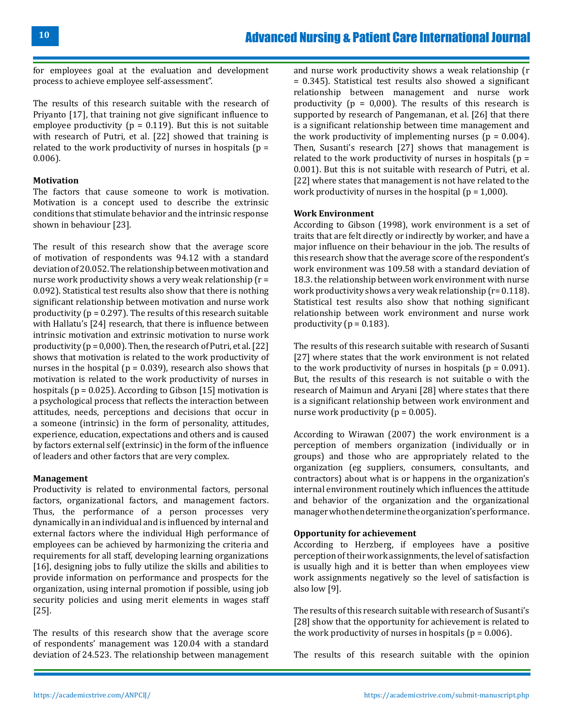for employees goal at the evaluation and development process to achieve employee self-assessment".

The results of this research suitable with the research of Priyanto [17], that training not give significant influence to employee productivity ($p = 0.119$). But this is not suitable with research of Putri, et al. [22] showed that training is related to the work productivity of nurses in hospitals ($p = 0.006$).

**Motivation**

The factors that cause someone to work is motivation. Motivation is a concept used to describe the extrinsic conditions that stimulate behavior and the intrinsic response shown in behaviour [23].

The result of this research show that the average score of motivation of respondents was 94.12 with a standard deviation of 20.052. The relationship between motivation and nurse work productivity shows a very weak relationship ($r = 0.092$). Statistical test results also show that there is nothing significant relationship between motivation and nurse work productivity ($p = 0.297$). The results of this research suitable with Hallatu's [24] research, that there is influence between intrinsic motivation and extrinsic motivation to nurse work productivity ($p = 0,000$). Then, the research of Putri, et al. [22] shows that motivation is related to the work productivity of nurses in the hospital ($p = 0.039$), research also shows that motivation is related to the work productivity of nurses in hospitals ($p = 0.025$). According to Gibson [15] motivation is a psychological process that reflects the interaction between attitudes, needs, perceptions and decisions that occur in a someone (intrinsic) in the form of personality, attitudes, experience, education, expectations and others and is caused by factors external self (extrinsic) in the form of the influence of leaders and other factors that are very complex.

**Management**

Productivity is related to environmental factors, personal factors, organizational factors, and management factors. Thus, the performance of a person processes very dynamically in an individual and is influenced by internal and external factors where the individual High performance of employees can be achieved by harmonizing the criteria and requirements for all staff, developing learning organizations [16], designing jobs to fully utilize the skills and abilities to provide information on performance and prospects for the organization, using internal promotion if possible, using job security policies and using merit elements in wages staff [25].

The results of this research show that the average score of respondents' management was 120.04 with a standard deviation of 24.523. The relationship between management and nurse work productivity shows a weak relationship ($r = 0.345$). Statistical test results also showed a significant relationship between management and nurse work productivity ($p = 0,000$). The results of this research is supported by research of Pangemanan, et al. [26] that there is a significant relationship between time management and the work productivity of implementing nurses ($p = 0.004$). Then, Susanti's research [27] shows that management is related to the work productivity of nurses in hospitals ($p = 0.001$). But this is not suitable with research of Putri, et al. [22] where states that management is not have related to the work productivity of nurses in the hospital ($p = 1,000$).

**Work Environment**

According to Gibson (1998), work environment is a set of traits that are felt directly or indirectly by worker, and have a major influence on their behaviour in the job. The results of this research show that the average score of the respondent's work environment was 109.58 with a standard deviation of 18.3. the relationship between work environment with nurse work productivity shows a very weak relationship ($r= 0.118$). Statistical test results also show that nothing significant relationship between work environment and nurse work productivity ($p = 0.183$).

The results of this research suitable with research of Susanti [27] where states that the work environment is not related to the work productivity of nurses in hospitals ($p = 0.091$). But, the results of this research is not suitable o with the research of Maimun and Aryani [28] where states that there is a significant relationship between work environment and nurse work productivity ($p = 0.005$).

According to Wirawan (2007) the work environment is a perception of members organization (individually or in groups) and those who are appropriately related to the organization (eg suppliers, consumers, consultants, and contractors) about what is or happens in the organization's internal environment routinely which influences the attitude and behavior of the organization and the organizational manager who then determine the organization's performance.

**Opportunity for achievement**

According to Herzberg, if employees have a positive perception of their work assignments, the level of satisfaction is usually high and it is better than when employees view work assignments negatively so the level of satisfaction is also low [9].

The results of this research suitable with research of Susanti's [28] show that the opportunity for achievement is related to the work productivity of nurses in hospitals ($p = 0.006$).

The results of this research suitable with the opinion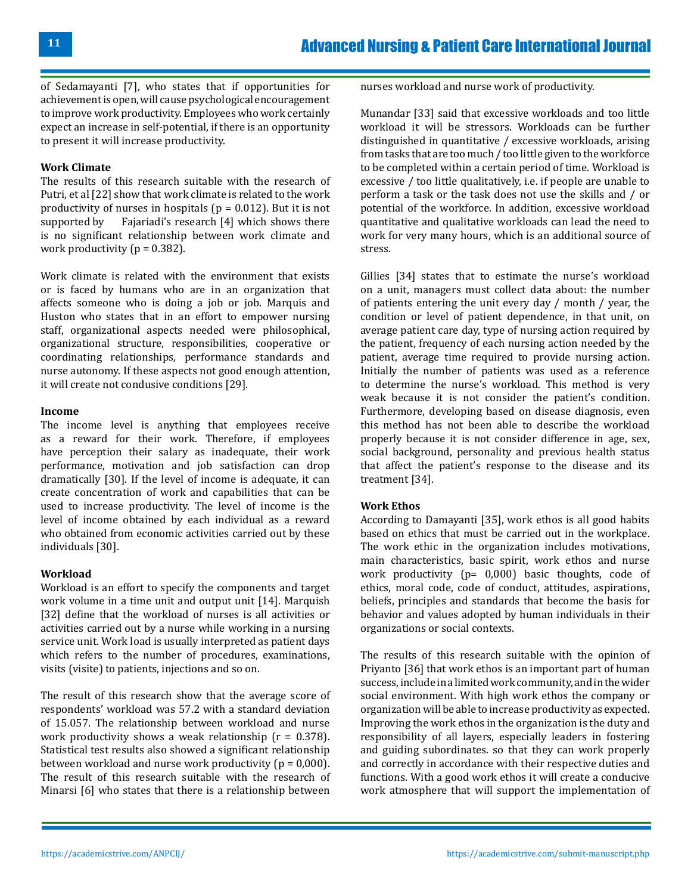of Sedamayanti [7], who states that if opportunities for achievement is open, will cause psychological encouragement to improve work productivity. Employees who work certainly expect an increase in self-potential, if there is an opportunity to present it will increase productivity.

**Work Climate**

The results of this research suitable with the research of Putri, et al [22] show that work climate is related to the work productivity of nurses in hospitals ($p = 0.012$). But it is not supported by Fajariadi's research [4] which shows there is no significant relationship between work climate and work productivity ($p = 0.382$).

Work climate is related with the environment that exists or is faced by humans who are in an organization that affects someone who is doing a job or job. Marquis and Huston who states that in an effort to empower nursing staff, organizational aspects needed were philosophical, organizational structure, responsibilities, cooperative or coordinating relationships, performance standards and nurse autonomy. If these aspects not good enough attention, it will create not condusive conditions [29].

**Income**

The income level is anything that employees receive as a reward for their work. Therefore, if employees have perception their salary as inadequate, their work performance, motivation and job satisfaction can drop dramatically [30]. If the level of income is adequate, it can create concentration of work and capabilities that can be used to increase productivity. The level of income is the level of income obtained by each individual as a reward who obtained from economic activities carried out by these individuals [30].

**Workload**

Workload is an effort to specify the components and target work volume in a time unit and output unit [14]. Marquish [32] define that the workload of nurses is all activities or activities carried out by a nurse while working in a nursing service unit. Work load is usually interpreted as patient days which refers to the number of procedures, examinations, visits (visite) to patients, injections and so on.

The result of this research show that the average score of respondents' workload was 57.2 with a standard deviation of 15.057. The relationship between workload and nurse work productivity shows a weak relationship ($r = 0.378$). Statistical test results also showed a significant relationship between workload and nurse work productivity ($p = 0{,}000$). The result of this research suitable with the research of Minarsi [6] who states that there is a relationship between nurses workload and nurse work of productivity.

Munandar [33] said that excessive workloads and too little workload it will be stressors. Workloads can be further distinguished in quantitative / excessive workloads, arising from tasks that are too much / too little given to the workforce to be completed within a certain period of time. Workload is excessive / too little qualitatively, i.e. if people are unable to perform a task or the task does not use the skills and / or potential of the workforce. In addition, excessive workload quantitative and qualitative workloads can lead the need to work for very many hours, which is an additional source of stress.

Gillies [34] states that to estimate the nurse's workload on a unit, managers must collect data about: the number of patients entering the unit every day / month / year, the condition or level of patient dependence, in that unit, on average patient care day, type of nursing action required by the patient, frequency of each nursing action needed by the patient, average time required to provide nursing action. Initially the number of patients was used as a reference to determine the nurse's workload. This method is very weak because it is not consider the patient's condition. Furthermore, developing based on disease diagnosis, even this method has not been able to describe the workload properly because it is not consider difference in age, sex, social background, personality and previous health status that affect the patient's response to the disease and its treatment [34].

**Work Ethos**

According to Damayanti [35], work ethos is all good habits based on ethics that must be carried out in the workplace. The work ethic in the organization includes motivations, main characteristics, basic spirit, work ethos and nurse work productivity ($p= 0{,}000$) basic thoughts, code of ethics, moral code, code of conduct, attitudes, aspirations, beliefs, principles and standards that become the basis for behavior and values adopted by human individuals in their organizations or social contexts.

The results of this research suitable with the opinion of Priyanto [36] that work ethos is an important part of human success, include in a limited work community, and in the wider social environment. With high work ethos the company or organization will be able to increase productivity as expected. Improving the work ethos in the organization is the duty and responsibility of all layers, especially leaders in fostering and guiding subordinates. so that they can work properly and correctly in accordance with their respective duties and functions. With a good work ethos it will create a conducive work atmosphere that will support the implementation of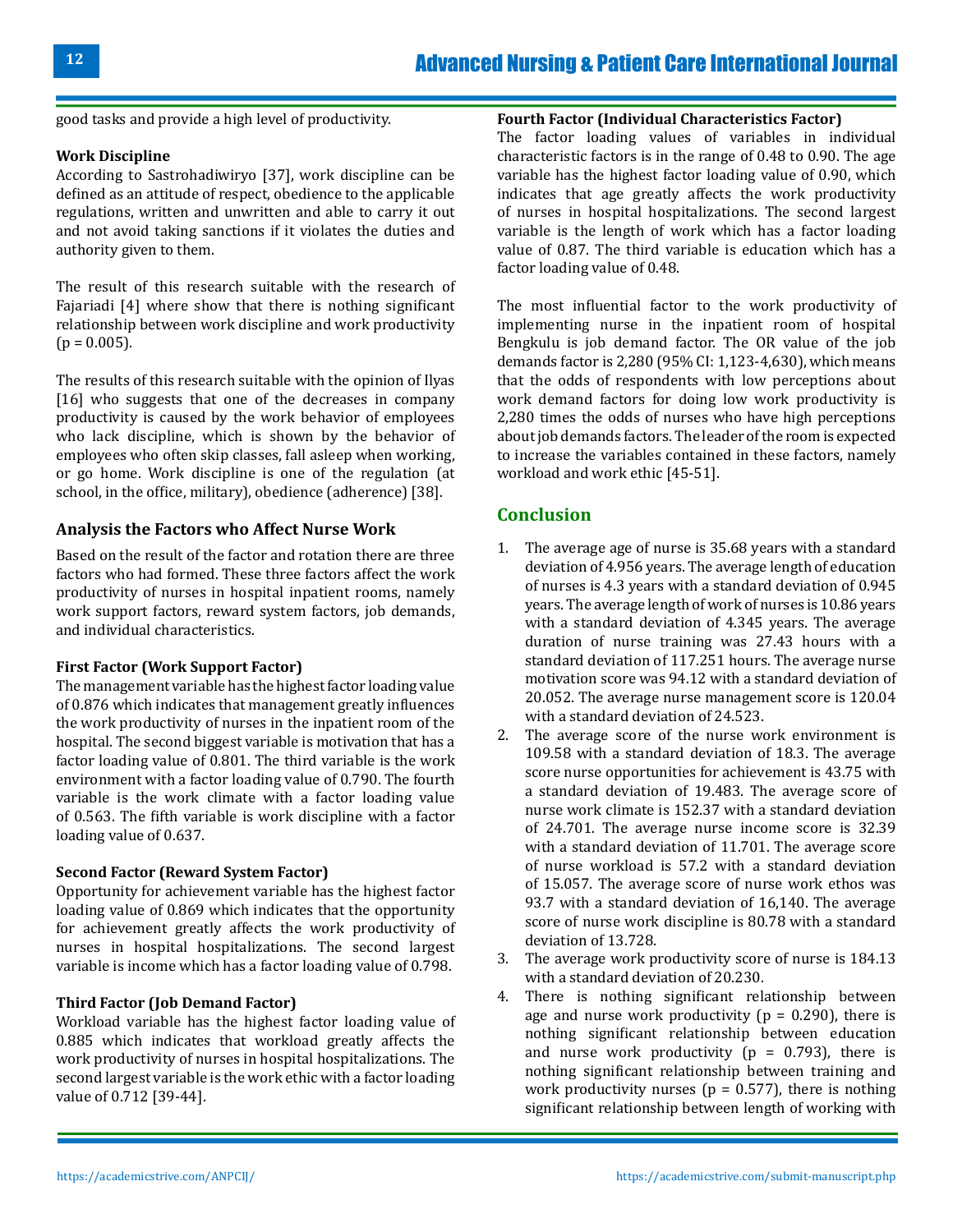good tasks and provide a high level of productivity.

**Work Discipline**

According to Sastrohadiwiryo [37], work discipline can be defined as an attitude of respect, obedience to the applicable regulations, written and unwritten and able to carry it out and not avoid taking sanctions if it violates the duties and authority given to them.

The result of this research suitable with the research of Fajariadi [4] where show that there is nothing significant relationship between work discipline and work productivity (p = 0.005).

The results of this research suitable with the opinion of Ilyas [16] who suggests that one of the decreases in company productivity is caused by the work behavior of employees who lack discipline, which is shown by the behavior of employees who often skip classes, fall asleep when working, or go home. Work discipline is one of the regulation (at school, in the office, military), obedience (adherence) [38].

### Analysis the Factors who Affect Nurse Work

Based on the result of the factor and rotation there are three factors who had formed. These three factors affect the work productivity of nurses in hospital inpatient rooms, namely work support factors, reward system factors, job demands, and individual characteristics.

**First Factor (Work Support Factor)**

The management variable has the highest factor loading value of 0.876 which indicates that management greatly influences the work productivity of nurses in the inpatient room of the hospital. The second biggest variable is motivation that has a factor loading value of 0.801. The third variable is the work environment with a factor loading value of 0.790. The fourth variable is the work climate with a factor loading value of 0.563. The fifth variable is work discipline with a factor loading value of 0.637.

**Second Factor (Reward System Factor)**

Opportunity for achievement variable has the highest factor loading value of 0.869 which indicates that the opportunity for achievement greatly affects the work productivity of nurses in hospital hospitalizations. The second largest variable is income which has a factor loading value of 0.798.

**Third Factor (Job Demand Factor)**

Workload variable has the highest factor loading value of 0.885 which indicates that workload greatly affects the work productivity of nurses in hospital hospitalizations. The second largest variable is the work ethic with a factor loading value of 0.712 [39-44].

**Fourth Factor (Individual Characteristics Factor)**

The factor loading values of variables in individual characteristic factors is in the range of 0.48 to 0.90. The age variable has the highest factor loading value of 0.90, which indicates that age greatly affects the work productivity of nurses in hospital hospitalizations. The second largest variable is the length of work which has a factor loading value of 0.87. The third variable is education which has a factor loading value of 0.48.

The most influential factor to the work productivity of implementing nurse in the inpatient room of hospital Bengkulu is job demand factor. The OR value of the job demands factor is 2,280 (95% CI: 1,123-4,630), which means that the odds of respondents with low perceptions about work demand factors for doing low work productivity is 2,280 times the odds of nurses who have high perceptions about job demands factors. The leader of the room is expected to increase the variables contained in these factors, namely workload and work ethic [45-51].

## Conclusion

1. The average age of nurse is 35.68 years with a standard deviation of 4.956 years. The average length of education of nurses is 4.3 years with a standard deviation of 0.945 years. The average length of work of nurses is 10.86 years with a standard deviation of 4.345 years. The average duration of nurse training was 27.43 hours with a standard deviation of 117.251 hours. The average nurse motivation score was 94.12 with a standard deviation of 20.052. The average nurse management score is 120.04 with a standard deviation of 24.523.
2. The average score of the nurse work environment is 109.58 with a standard deviation of 18.3. The average score nurse opportunities for achievement is 43.75 with a standard deviation of 19.483. The average score of nurse work climate is 152.37 with a standard deviation of 24.701. The average nurse income score is 32.39 with a standard deviation of 11.701. The average score of nurse workload is 57.2 with a standard deviation of 15.057. The average score of nurse work ethos was 93.7 with a standard deviation of 16,140. The average score of nurse work discipline is 80.78 with a standard deviation of 13.728.
3. The average work productivity score of nurse is 184.13 with a standard deviation of 20.230.
4. There is nothing significant relationship between age and nurse work productivity (p = 0.290), there is nothing significant relationship between education and nurse work productivity (p = 0.793), there is nothing significant relationship between training and work productivity nurses (p = 0.577), there is nothing significant relationship between length of working with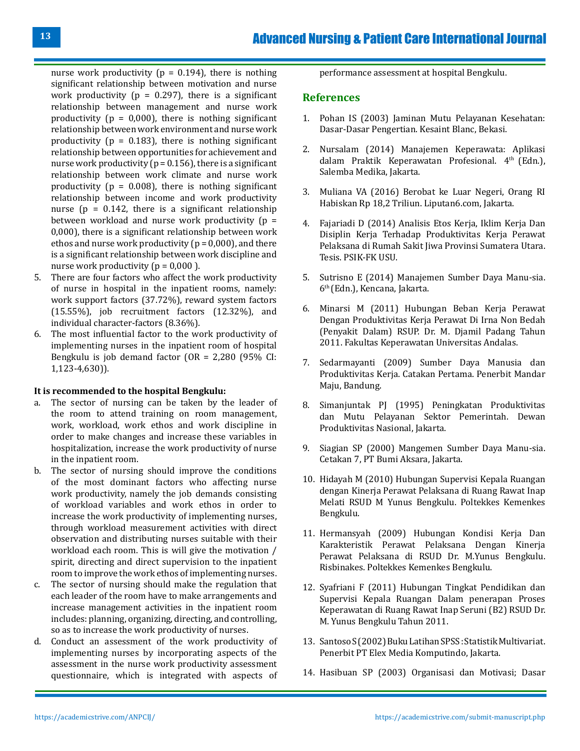nurse work productivity (p = 0.194), there is nothing significant relationship between motivation and nurse work productivity (p = 0.297), there is a significant relationship between management and nurse work productivity (p = 0,000), there is nothing significant relationship between work environment and nurse work productivity (p = 0.183), there is nothing significant relationship between opportunities for achievement and nurse work productivity (p = 0.156), there is a significant relationship between work climate and nurse work productivity (p = 0.008), there is nothing significant relationship between income and work productivity nurse (p = 0.142, there is a significant relationship between workload and nurse work productivity (p = 0,000), there is a significant relationship between work ethos and nurse work productivity (p = 0,000), and there is a significant relationship between work discipline and nurse work productivity (p = 0,000 ).

5. There are four factors who affect the work productivity of nurse in hospital in the inpatient rooms, namely: work support factors (37.72%), reward system factors (15.55%), job recruitment factors (12.32%), and individual character-factors (8.36%).
6. The most influential factor to the work productivity of implementing nurses in the inpatient room of hospital Bengkulu is job demand factor (OR = 2,280 (95% CI: 1,123-4,630)).

**It is recommended to the hospital Bengkulu:**

a. The sector of nursing can be taken by the leader of the room to attend training on room management, work, workload, work ethos and work discipline in order to make changes and increase these variables in hospitalization, increase the work productivity of nurse in the inpatient room.
b. The sector of nursing should improve the conditions of the most dominant factors who affecting nurse work productivity, namely the job demands consisting of workload variables and work ethos in order to increase the work productivity of implementing nurses, through workload measurement activities with direct observation and distributing nurses suitable with their workload each room. This is will give the motivation / spirit, directing and direct supervision to the inpatient room to improve the work ethos of implementing nurses.
c. The sector of nursing should make the regulation that each leader of the room have to make arrangements and increase management activities in the inpatient room includes: planning, organizing, directing, and controlling, so as to increase the work productivity of nurses.
d. Conduct an assessment of the work productivity of implementing nurses by incorporating aspects of the assessment in the nurse work productivity assessment questionnaire, which is integrated with aspects of performance assessment at hospital Bengkulu.

## References

1. Pohan IS (2003) Jaminan Mutu Pelayanan Kesehatan: Dasar-Dasar Pengertian. Kesaint Blanc, Bekasi.
2. Nursalam (2014) Manajemen Keperawata: Aplikasi dalam Praktik Keperawatan Profesional. 4th (Edn.), Salemba Medika, Jakarta.
3. Muliana VA (2016) Berobat ke Luar Negeri, Orang RI Habiskan Rp 18,2 Triliun. Liputan6.com, Jakarta.
4. Fajariadi D (2014) Analisis Etos Kerja, Iklim Kerja Dan Disiplin Kerja Terhadap Produktivitas Kerja Perawat Pelaksana di Rumah Sakit Jiwa Provinsi Sumatera Utara. Tesis. PSIK-FK USU.
5. Sutrisno E (2014) Manajemen Sumber Daya Manu-sia. 6th (Edn.), Kencana, Jakarta.
6. Minarsi M (2011) Hubungan Beban Kerja Perawat Dengan Produktivitas Kerja Perawat Di Irna Non Bedah (Penyakit Dalam) RSUP. Dr. M. Djamil Padang Tahun 2011. Fakultas Keperawatan Universitas Andalas.
7. Sedarmayanti (2009) Sumber Daya Manusia dan Produktivitas Kerja. Catakan Pertama. Penerbit Mandar Maju, Bandung.
8. Simanjuntak PJ (1995) Peningkatan Produktivitas dan Mutu Pelayanan Sektor Pemerintah. Dewan Produktivitas Nasional, Jakarta.
9. Siagian SP (2000) Mangemen Sumber Daya Manu-sia. Cetakan 7, PT Bumi Aksara, Jakarta.
10. Hidayah M (2010) Hubungan Supervisi Kepala Ruangan dengan Kinerja Perawat Pelaksana di Ruang Rawat Inap Melati RSUD M Yunus Bengkulu. Poltekkes Kemenkes Bengkulu.
11. Hermansyah (2009) Hubungan Kondisi Kerja Dan Karakteristik Perawat Pelaksana Dengan Kinerja Perawat Pelaksana di RSUD Dr. M.Yunus Bengkulu. Risbinakes. Poltekkes Kemenkes Bengkulu.
12. Syafriani F (2011) Hubungan Tingkat Pendidikan dan Supervisi Kepala Ruangan Dalam penerapan Proses Keperawatan di Ruang Rawat Inap Seruni (B2) RSUD Dr. M. Yunus Bengkulu Tahun 2011.
13. Santoso S (2002) Buku Latihan SPSS : Statistik Multivariat. Penerbit PT Elex Media Komputindo, Jakarta.
14. Hasibuan SP (2003) Organisasi dan Motivasi; Dasar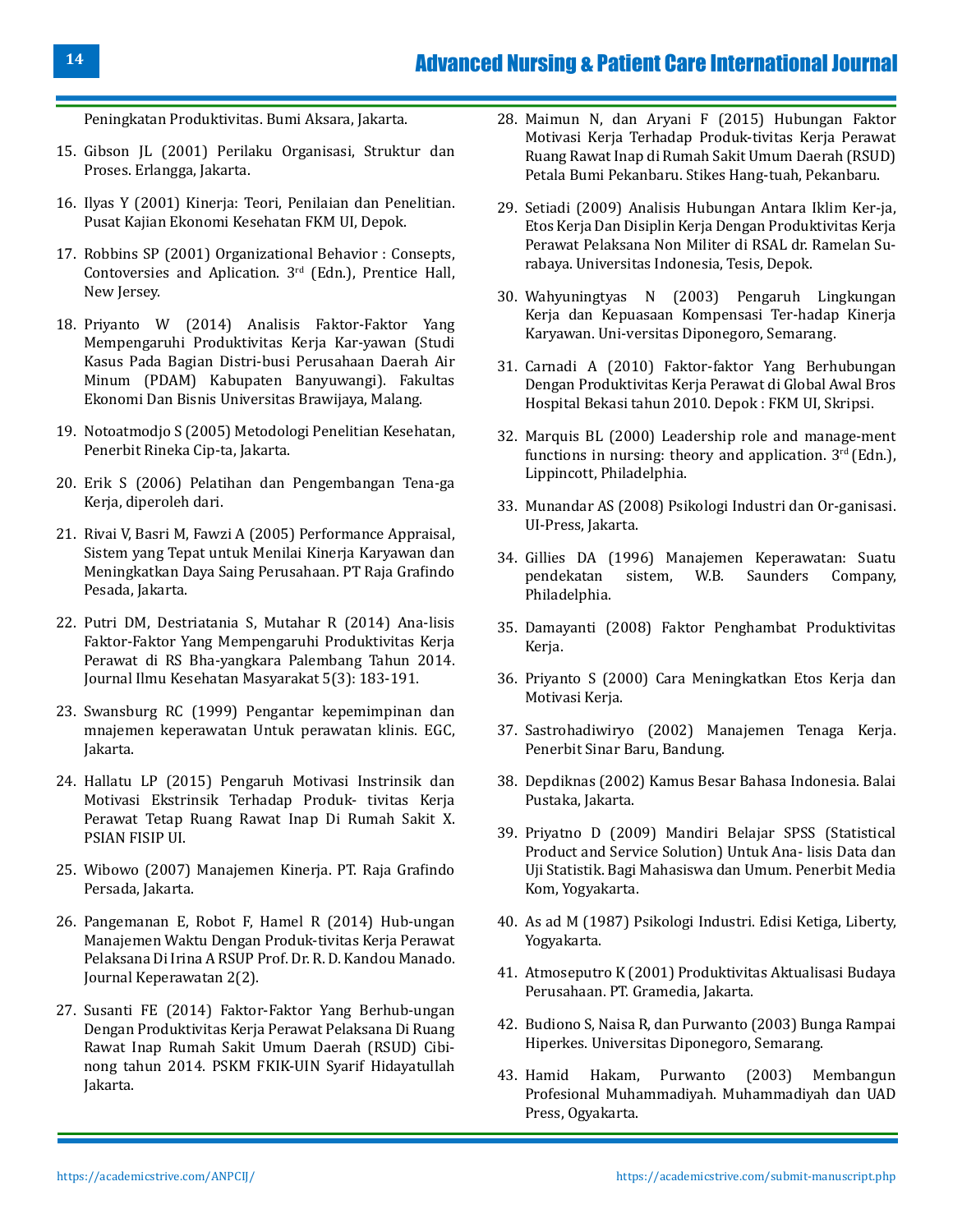Peningkatan Produktivitas. Bumi Aksara, Jakarta.

15. Gibson JL (2001) Perilaku Organisasi, Struktur dan Proses. Erlangga, Jakarta.

16. Ilyas Y (2001) Kinerja: Teori, Penilaian dan Penelitian. Pusat Kajian Ekonomi Kesehatan FKM UI, Depok.

17. Robbins SP (2001) Organizational Behavior : Consepts, Contoversies and Aplication. 3rd (Edn.), Prentice Hall, New Jersey.

18. Priyanto W (2014) Analisis Faktor-Faktor Yang Mempengaruhi Produktivitas Kerja Kar-yawan (Studi Kasus Pada Bagian Distri-busi Perusahaan Daerah Air Minum (PDAM) Kabupaten Banyuwangi). Fakultas Ekonomi Dan Bisnis Universitas Brawijaya, Malang.

19. Notoatmodjo S (2005) Metodologi Penelitian Kesehatan, Penerbit Rineka Cip-ta, Jakarta.

20. Erik S (2006) Pelatihan dan Pengembangan Tena-ga Kerja, diperoleh dari.

21. Rivai V, Basri M, Fawzi A (2005) Performance Appraisal, Sistem yang Tepat untuk Menilai Kinerja Karyawan dan Meningkatkan Daya Saing Perusahaan. PT Raja Grafindo Pesada, Jakarta.

22. Putri DM, Destriatania S, Mutahar R (2014) Ana-lisis Faktor-Faktor Yang Mempengaruhi Produktivitas Kerja Perawat di RS Bha-yangkara Palembang Tahun 2014. Journal Ilmu Kesehatan Masyarakat 5(3): 183-191.

23. Swansburg RC (1999) Pengantar kepemimpinan dan mnajemen keperawatan Untuk perawatan klinis. EGC, Jakarta.

24. Hallatu LP (2015) Pengaruh Motivasi Instrinsik dan Motivasi Ekstrinsik Terhadap Produk- tivitas Kerja Perawat Tetap Ruang Rawat Inap Di Rumah Sakit X. PSIAN FISIP UI.

25. Wibowo (2007) Manajemen Kinerja. PT. Raja Grafindo Persada, Jakarta.

26. Pangemanan E, Robot F, Hamel R (2014) Hub-ungan Manajemen Waktu Dengan Produk-tivitas Kerja Perawat Pelaksana Di Irina A RSUP Prof. Dr. R. D. Kandou Manado. Journal Keperawatan 2(2).

27. Susanti FE (2014) Faktor-Faktor Yang Berhub-ungan Dengan Produktivitas Kerja Perawat Pelaksana Di Ruang Rawat Inap Rumah Sakit Umum Daerah (RSUD) Cibi-nong tahun 2014. PSKM FKIK-UIN Syarif Hidayatullah Jakarta.

28. Maimun N, dan Aryani F (2015) Hubungan Faktor Motivasi Kerja Terhadap Produk-tivitas Kerja Perawat Ruang Rawat Inap di Rumah Sakit Umum Daerah (RSUD) Petala Bumi Pekanbaru. Stikes Hang-tuah, Pekanbaru.

29. Setiadi (2009) Analisis Hubungan Antara Iklim Ker-ja, Etos Kerja Dan Disiplin Kerja Dengan Produktivitas Kerja Perawat Pelaksana Non Militer di RSAL dr. Ramelan Su-rabaya. Universitas Indonesia, Tesis, Depok.

30. Wahyuningtyas N (2003) Pengaruh Lingkungan Kerja dan Kepuasaan Kompensasi Ter-hadap Kinerja Karyawan. Uni-versitas Diponegoro, Semarang.

31. Carnadi A (2010) Faktor-faktor Yang Berhubungan Dengan Produktivitas Kerja Perawat di Global Awal Bros Hospital Bekasi tahun 2010. Depok : FKM UI, Skripsi.

32. Marquis BL (2000) Leadership role and manage-ment functions in nursing: theory and application. 3rd (Edn.), Lippincott, Philadelphia.

33. Munandar AS (2008) Psikologi Industri dan Or-ganisasi. UI-Press, Jakarta.

34. Gillies DA (1996) Manajemen Keperawatan: Suatu pendekatan sistem, W.B. Saunders Company, Philadelphia.

35. Damayanti (2008) Faktor Penghambat Produktivitas Kerja.

36. Priyanto S (2000) Cara Meningkatkan Etos Kerja dan Motivasi Kerja.

37. Sastrohadiwiryo (2002) Manajemen Tenaga Kerja. Penerbit Sinar Baru, Bandung.

38. Depdiknas (2002) Kamus Besar Bahasa Indonesia. Balai Pustaka, Jakarta.

39. Priyatno D (2009) Mandiri Belajar SPSS (Statistical Product and Service Solution) Untuk Ana- lisis Data dan Uji Statistik. Bagi Mahasiswa dan Umum. Penerbit Media Kom, Yogyakarta.

40. As ad M (1987) Psikologi Industri. Edisi Ketiga, Liberty, Yogyakarta.

41. Atmoseputro K (2001) Produktivitas Aktualisasi Budaya Perusahaan. PT. Gramedia, Jakarta.

42. Budiono S, Naisa R, dan Purwanto (2003) Bunga Rampai Hiperkes. Universitas Diponegoro, Semarang.

43. Hamid Hakam, Purwanto (2003) Membangun Profesional Muhammadiyah. Muhammadiyah dan UAD Press, Ogyakarta.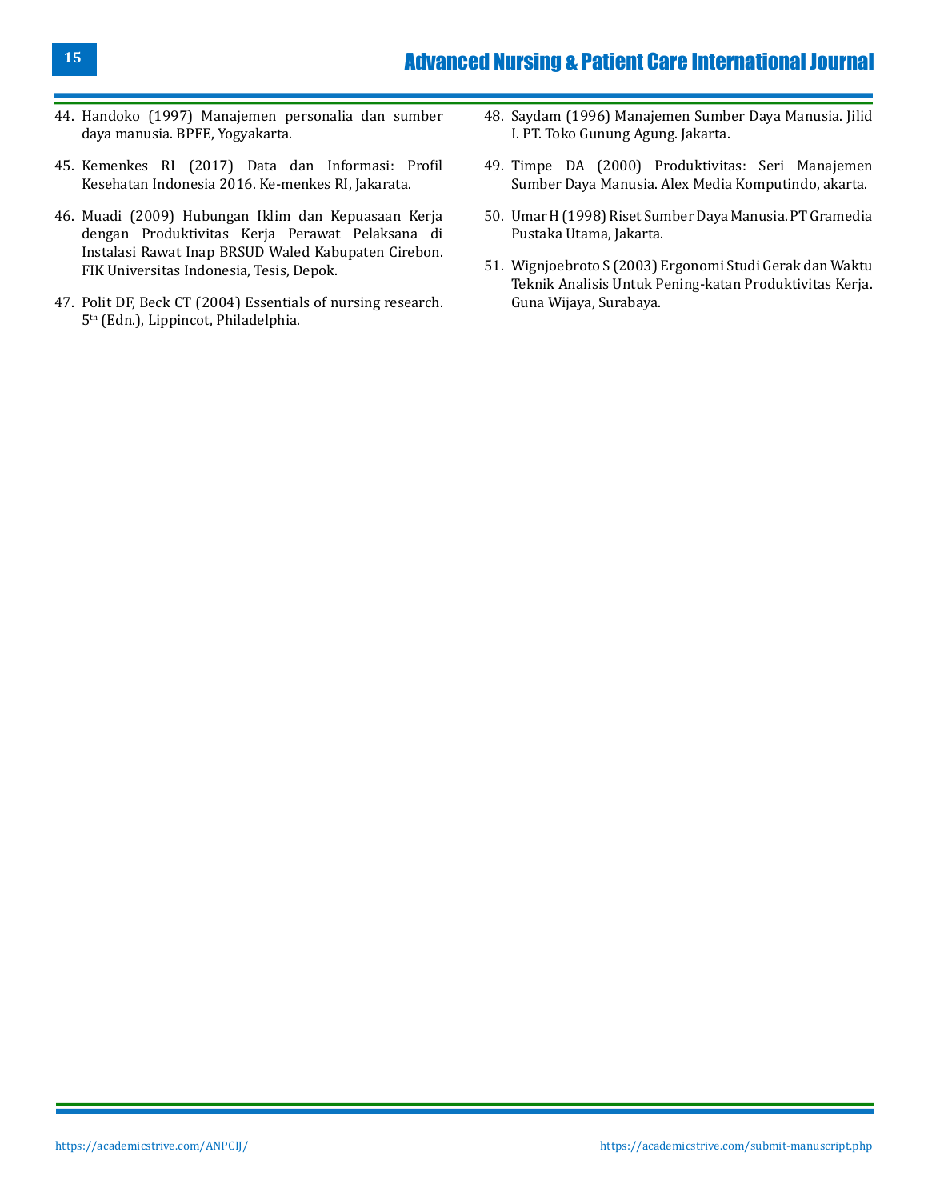44. Handoko (1997) Manajemen personalia dan sumber daya manusia. BPFE, Yogyakarta.

45. Kemenkes RI (2017) Data dan Informasi: Profil Kesehatan Indonesia 2016. Ke-menkes RI, Jakarata.

46. Muadi (2009) Hubungan Iklim dan Kepuasaan Kerja dengan Produktivitas Kerja Perawat Pelaksana di Instalasi Rawat Inap BRSUD Waled Kabupaten Cirebon. FIK Universitas Indonesia, Tesis, Depok.

47. Polit DF, Beck CT (2004) Essentials of nursing research. 5th (Edn.), Lippincot, Philadelphia.

48. Saydam (1996) Manajemen Sumber Daya Manusia. Jilid I. PT. Toko Gunung Agung. Jakarta.

49. Timpe DA (2000) Produktivitas: Seri Manajemen Sumber Daya Manusia. Alex Media Komputindo, akarta.

50. Umar H (1998) Riset Sumber Daya Manusia. PT Gramedia Pustaka Utama, Jakarta.

51. Wignjoebroto S (2003) Ergonomi Studi Gerak dan Waktu Teknik Analisis Untuk Pening-katan Produktivitas Kerja. Guna Wijaya, Surabaya.